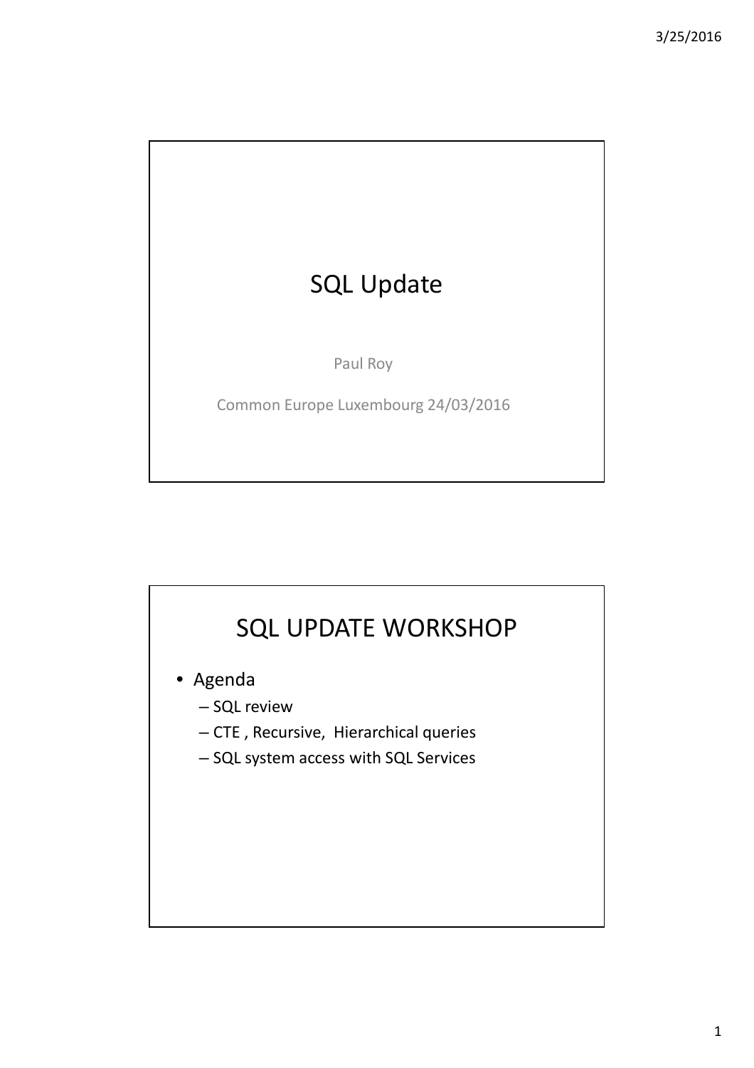# SQL Update

Paul Roy

Common Europe Luxembourg 24/03/2016

# SQL UPDATE WORKSHOP

- Agenda
  - SQL review
  - CTE , Recursive, Hierarchical queries
  - SQL system access with SQL Services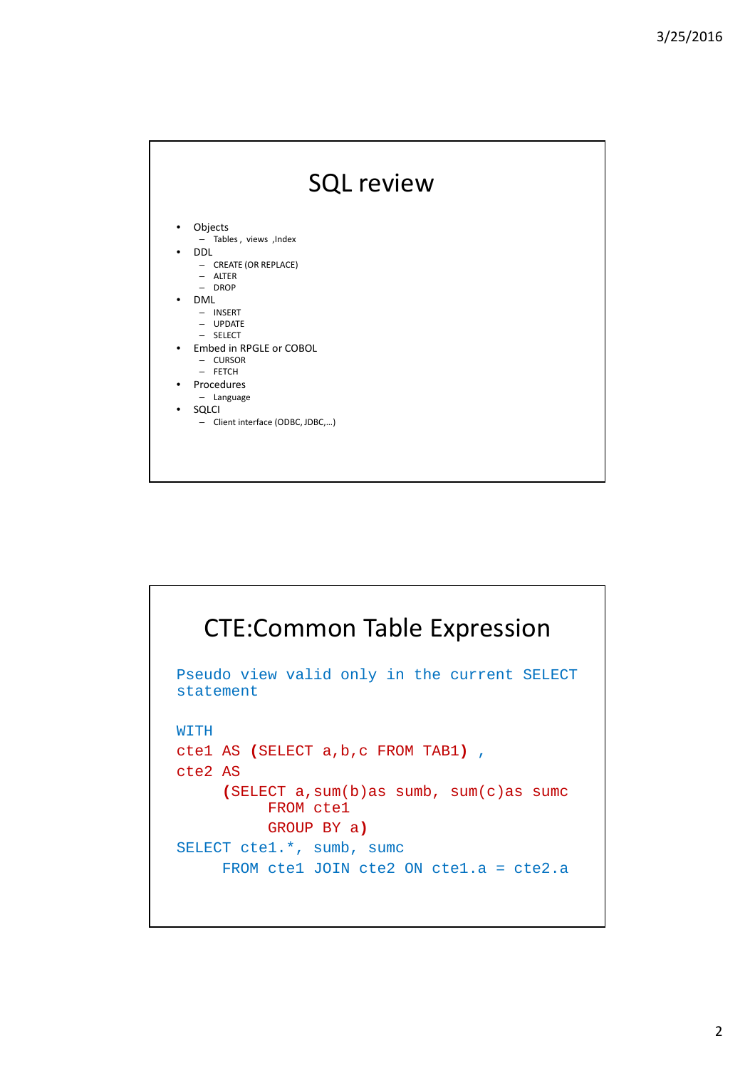# SQL review

- Objects
  - Tables , views ,Index
- DDL
  - CREATE (OR REPLACE)
  - ALTER
  - DROP
- DML
  - INSERT
  - UPDATE
  - SELECT
- Embed in RPGLE or COBOL
  - CURSOR
  - FETCH
- Procedures
  - Language
- SQLCI
  - Client interface (ODBC, JDBC,…)

# CTE:Common Table Expression

Pseudo view valid only in the current SELECT statement

```
WITH
cte1 AS (SELECT a,b,c FROM TAB1) ,
cte2 AS
     (SELECT a,sum(b)as sumb, sum(c)as sumc
          FROM cte1
          GROUP BY a)
SELECT cte1.*, sumb, sumc
     FROM cte1 JOIN cte2 ON cte1.a = cte2.a
```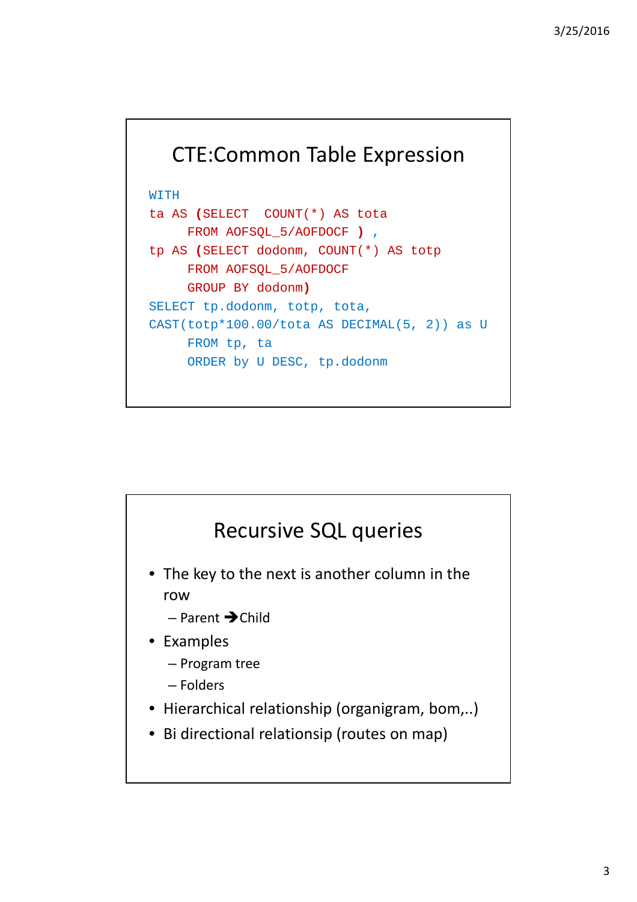## CTE:Common Table Expression

```
WITH
ta AS (SELECT  COUNT(*) AS tota
     FROM AOFSQL_5/AOFDOCF ) ,
tp AS (SELECT dodonm, COUNT(*) AS totp
     FROM AOFSQL_5/AOFDOCF
     GROUP BY dodonm)
SELECT tp.dodonm, totp, tota,
CAST(totp*100.00/tota AS DECIMAL(5, 2)) as U
     FROM tp, ta
     ORDER by U DESC, tp.dodonm
```

## Recursive SQL queries

- The key to the next is another column in the row
  - Parent ➔Child
- Examples
  - Program tree
  - Folders
- Hierarchical relationship (organigram, bom,..)
- Bi directional relationsip (routes on map)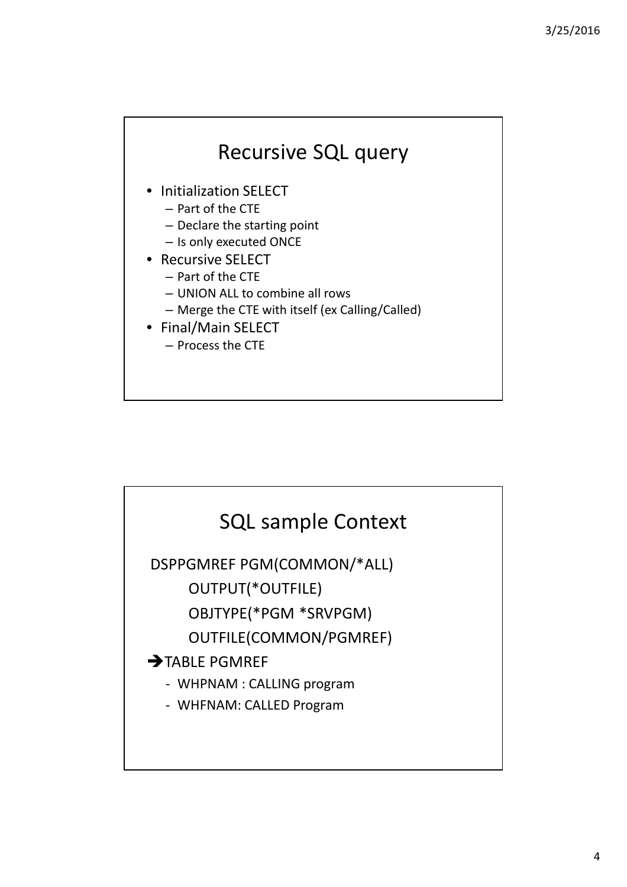## Recursive SQL query

- Initialization SELECT
  - Part of the CTE
  - Declare the starting point
  - Is only executed ONCE
- Recursive SELECT
  - Part of the CTE
  - UNION ALL to combine all rows
  - Merge the CTE with itself (ex Calling/Called)
- Final/Main SELECT
  - Process the CTE

## SQL sample Context

```
DSPPGMREF PGM(COMMON/*ALL)
    OUTPUT(*OUTFILE)
    OBJTYPE(*PGM *SRVPGM)
    OUTFILE(COMMON/PGMREF)
```

➔TABLE PGMREF

- WHPNAM : CALLING program
- WHFNAM: CALLED Program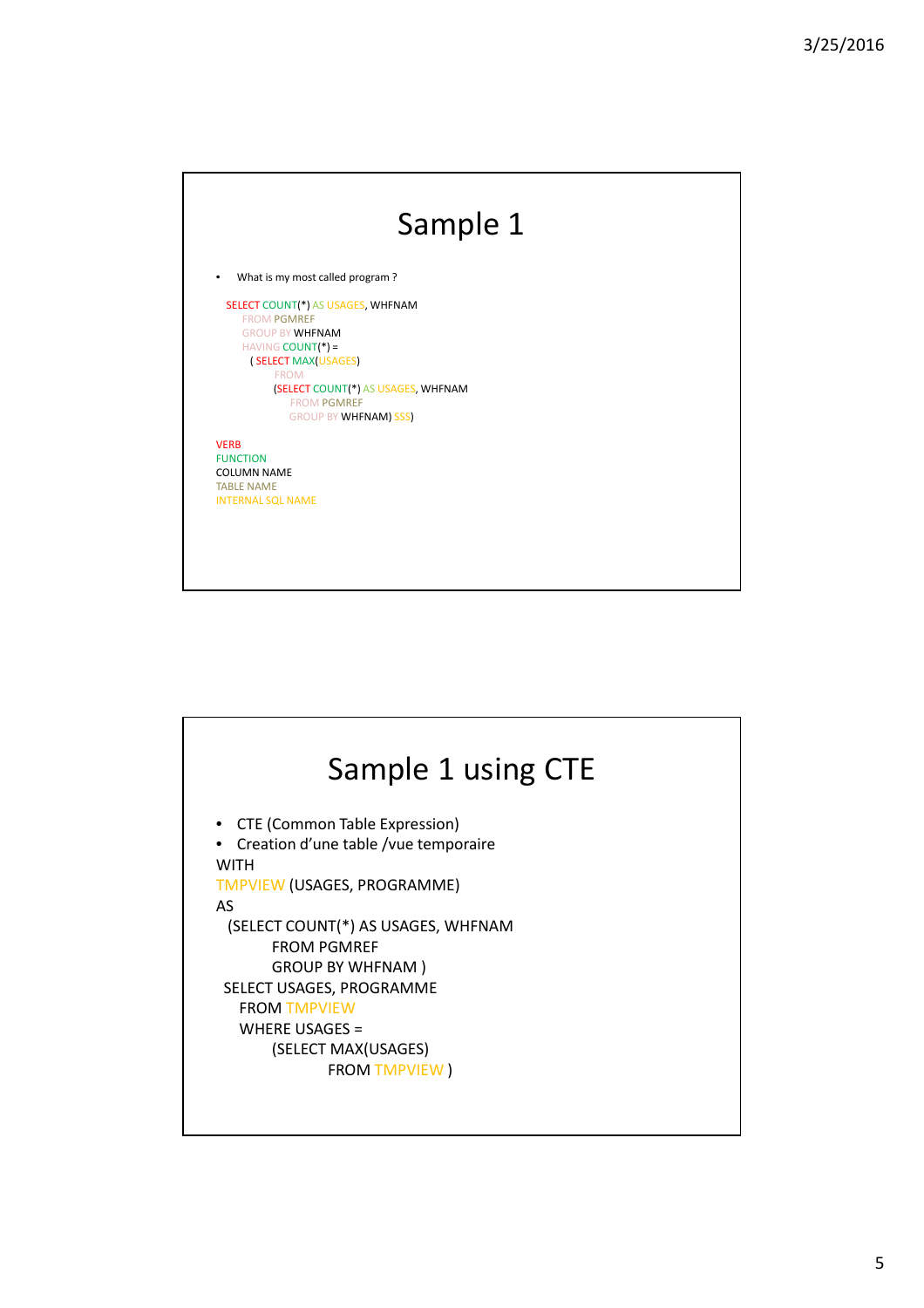# Sample 1

- What is my most called program ?

```
SELECT COUNT(*) AS USAGES, WHFNAM
    FROM PGMREF
    GROUP BY WHFNAM
    HAVING COUNT(*) =
      ( SELECT MAX(USAGES)
          FROM
          (SELECT COUNT(*) AS USAGES, WHFNAM
             FROM PGMREF
             GROUP BY WHFNAM) SSS)
```

VERB
FUNCTION
COLUMN NAME
TABLE NAME
INTERNAL SQL NAME

# Sample 1 using CTE

- CTE (Common Table Expression)
- Creation d'une table /vue temporaire

```
WITH
TMPVIEW (USAGES, PROGRAMME)
AS
  (SELECT COUNT(*) AS USAGES, WHFNAM
        FROM PGMREF
        GROUP BY WHFNAM )
 SELECT USAGES, PROGRAMME
    FROM TMPVIEW
    WHERE USAGES =
        (SELECT MAX(USAGES)
              FROM TMPVIEW )
```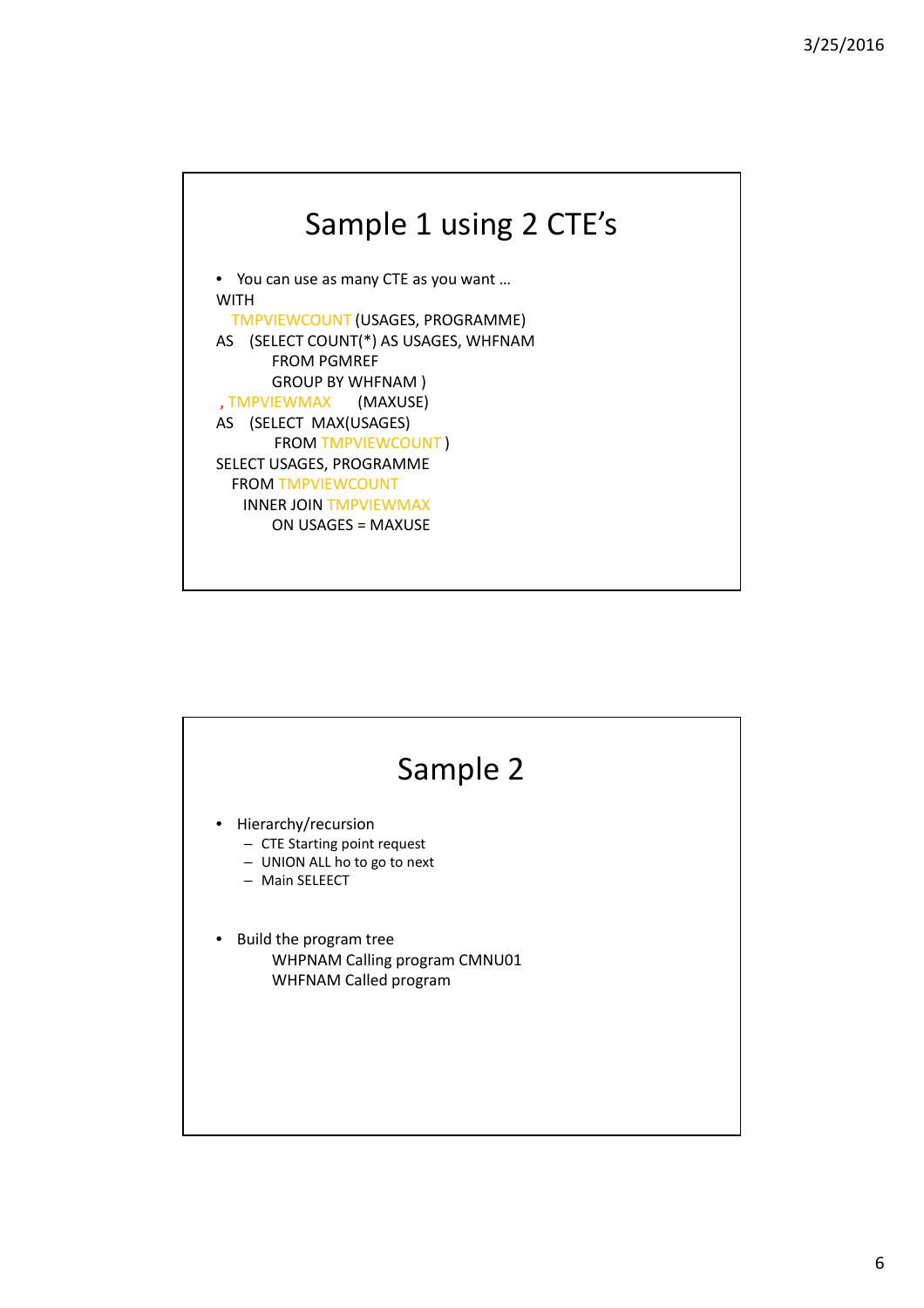## Sample 1 using 2 CTE's

- You can use as many CTE as you want …

```
WITH
  TMPVIEWCOUNT (USAGES, PROGRAMME)
AS   (SELECT COUNT(*) AS USAGES, WHFNAM
        FROM PGMREF
        GROUP BY WHFNAM )
 , TMPVIEWMAX       (MAXUSE)
AS   (SELECT  MAX(USAGES)
        FROM TMPVIEWCOUNT )
SELECT USAGES, PROGRAMME
  FROM TMPVIEWCOUNT
    INNER JOIN TMPVIEWMAX
        ON USAGES = MAXUSE
```

## Sample 2

- Hierarchy/recursion
  - CTE Starting point request
  - UNION ALL ho to go to next
  - Main SELEECT

- Build the program tree

  WHPNAM Calling program CMNU01
  WHFNAM Called program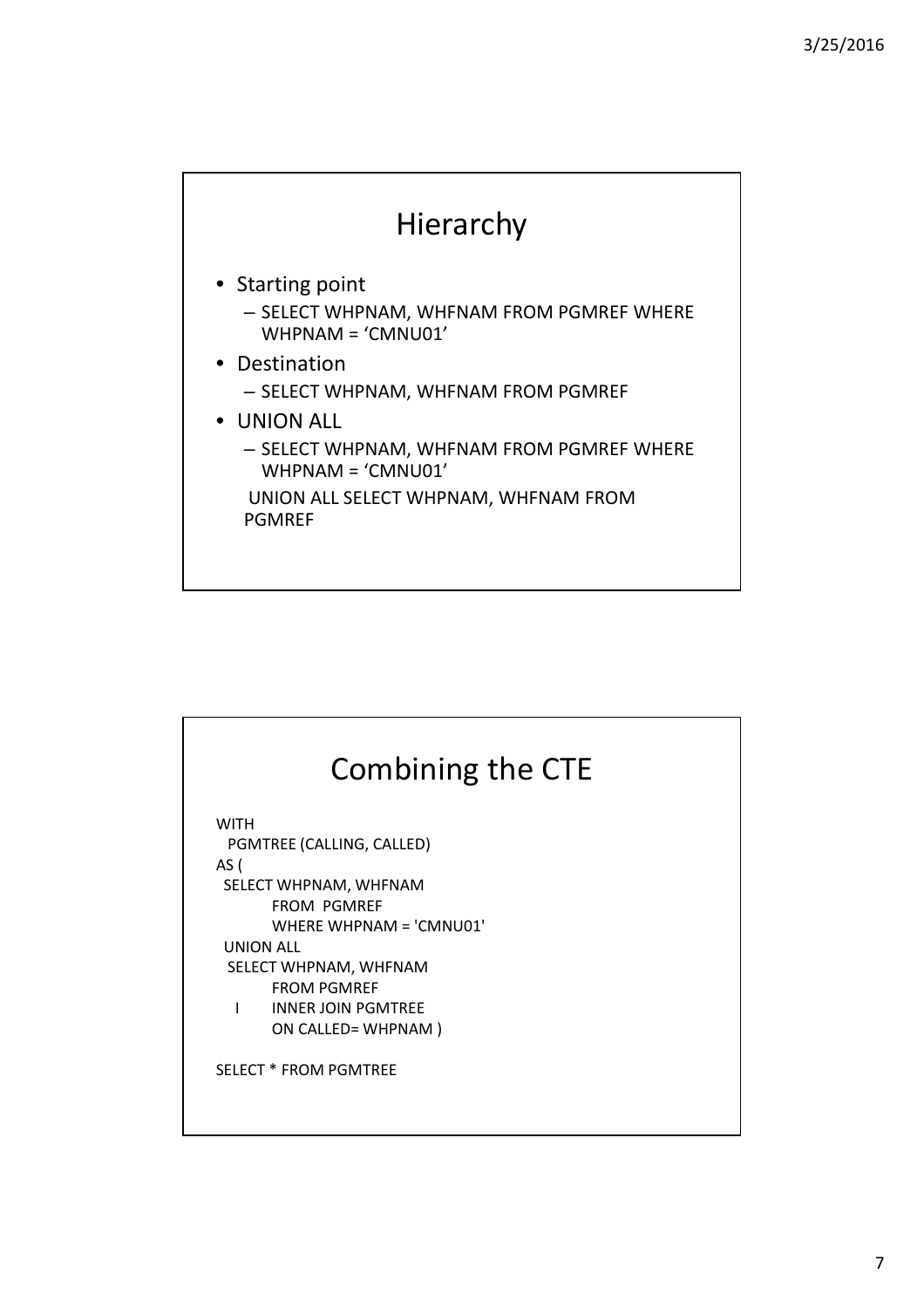# Hierarchy

- Starting point
  - SELECT WHPNAM, WHFNAM FROM PGMREF WHERE WHPNAM = ‘CMNU01’
- Destination
  - SELECT WHPNAM, WHFNAM FROM PGMREF
- UNION ALL
  - SELECT WHPNAM, WHFNAM FROM PGMREF WHERE WHPNAM = ‘CMNU01’

  UNION ALL SELECT WHPNAM, WHFNAM FROM PGMREF

# Combining the CTE

```
WITH
  PGMTREE (CALLING, CALLED)
AS (
 SELECT WHPNAM, WHFNAM
        FROM  PGMREF
        WHERE WHPNAM = 'CMNU01'
 UNION ALL
  SELECT WHPNAM, WHFNAM
        FROM PGMREF
   I    INNER JOIN PGMTREE
        ON CALLED= WHPNAM )

SELECT * FROM PGMTREE
```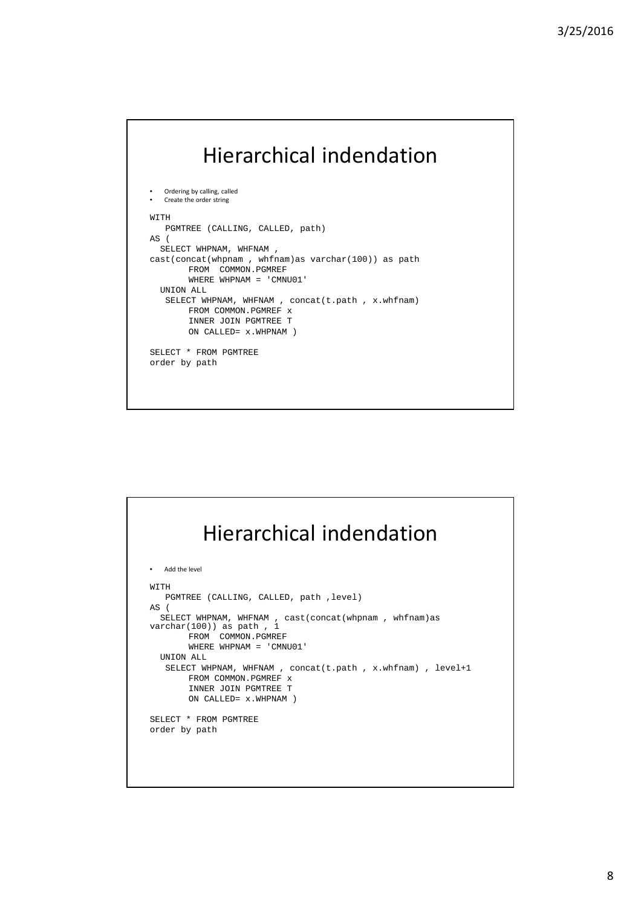# Hierarchical indendation

- Ordering by calling, called
- Create the order string

```
WITH
   PGMTREE (CALLING, CALLED, path)
AS (
  SELECT WHPNAM, WHFNAM ,
cast(concat(whpnam , whfnam)as varchar(100)) as path
       FROM  COMMON.PGMREF
       WHERE WHPNAM = 'CMNU01'
  UNION ALL
   SELECT WHPNAM, WHFNAM , concat(t.path , x.whfnam)
       FROM COMMON.PGMREF x
       INNER JOIN PGMTREE T
       ON CALLED= x.WHPNAM )

SELECT * FROM PGMTREE
order by path
```

# Hierarchical indendation

- Add the level

```
WITH
   PGMTREE (CALLING, CALLED, path ,level)
AS (
  SELECT WHPNAM, WHFNAM , cast(concat(whpnam , whfnam)as
varchar(100)) as path , 1
       FROM  COMMON.PGMREF
       WHERE WHPNAM = 'CMNU01'
  UNION ALL
   SELECT WHPNAM, WHFNAM , concat(t.path , x.whfnam) , level+1
       FROM COMMON.PGMREF x
       INNER JOIN PGMTREE T
       ON CALLED= x.WHPNAM )

SELECT * FROM PGMTREE
order by path
```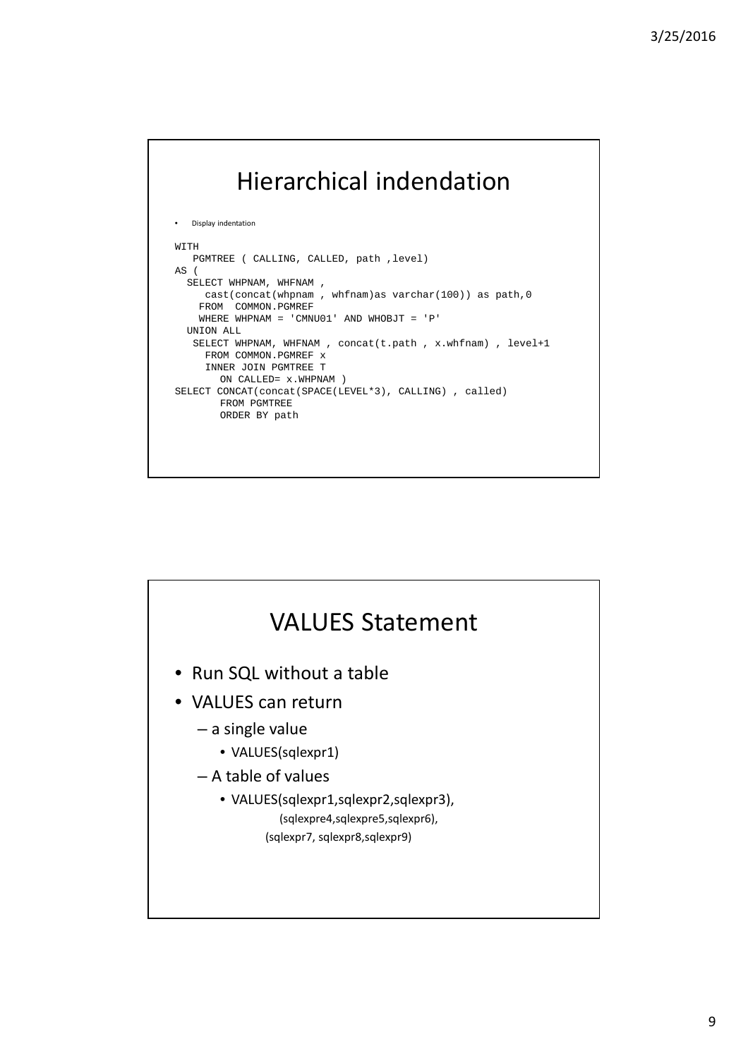# Hierarchical indendation

- Display indentation

```
WITH
   PGMTREE ( CALLING, CALLED, path ,level)
AS (
  SELECT WHPNAM, WHFNAM ,
     cast(concat(whpnam , whfnam)as varchar(100)) as path,0
    FROM  COMMON.PGMREF
    WHERE WHPNAM = 'CMNU01' AND WHOBJT = 'P'
  UNION ALL
   SELECT WHPNAM, WHFNAM , concat(t.path , x.whfnam) , level+1
     FROM COMMON.PGMREF x
     INNER JOIN PGMTREE T
        ON CALLED= x.WHPNAM )
SELECT CONCAT(concat(SPACE(LEVEL*3), CALLING) , called)
       FROM PGMTREE
       ORDER BY path
```

# VALUES Statement

- Run SQL without a table
- VALUES can return
  - a single value
    - VALUES(sqlexpr1)
  - A table of values
    - VALUES(sqlexpr1,sqlexpr2,sqlexpr3),
      (sqlexpre4,sqlexpre5,sqlexpr6),
      (sqlexpr7, sqlexpr8,sqlexpr9)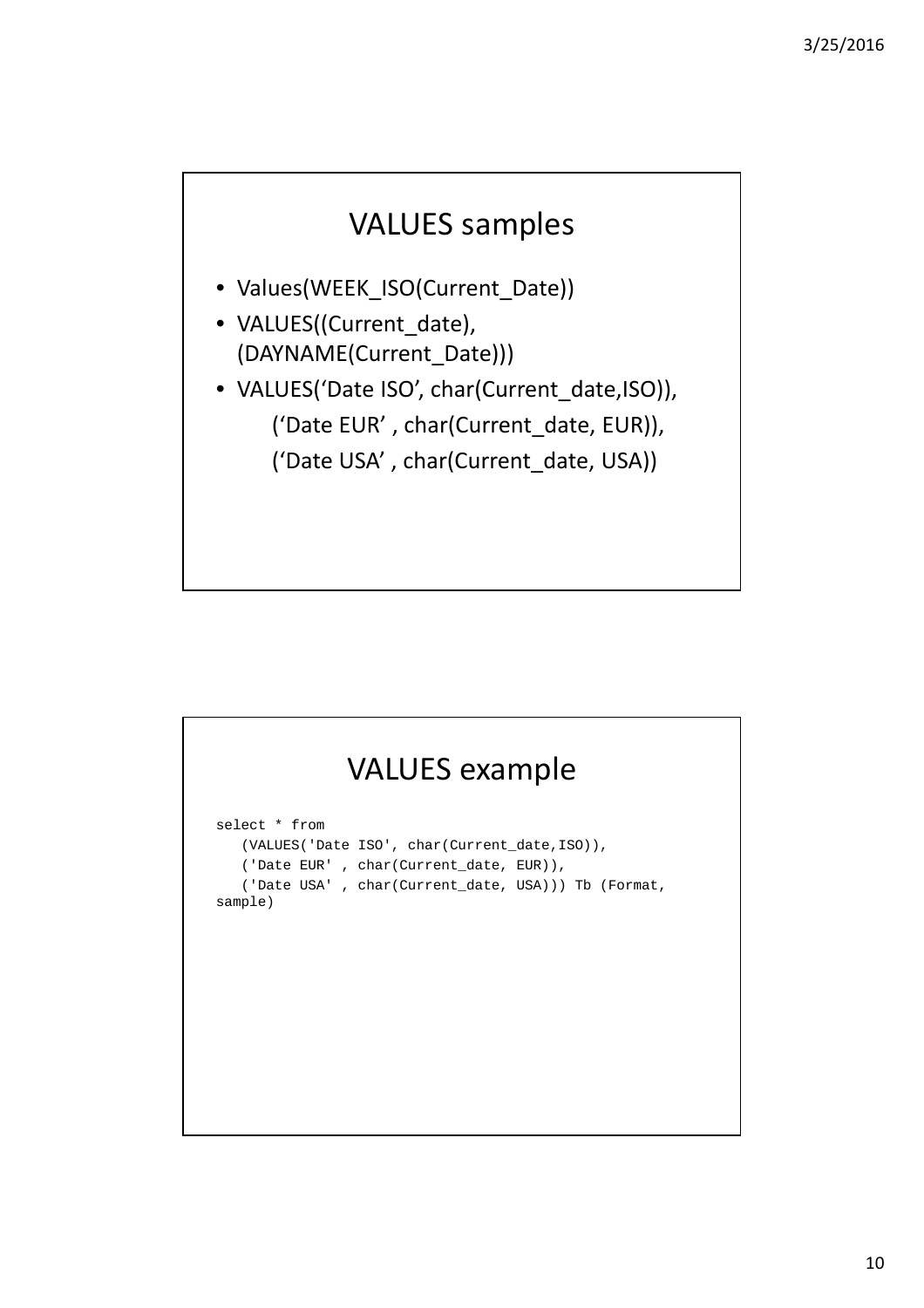## VALUES samples

- Values(WEEK_ISO(Current_Date))
- VALUES((Current_date), (DAYNAME(Current_Date)))
- VALUES(‘Date ISO’, char(Current_date,ISO)),
  (‘Date EUR’ , char(Current_date, EUR)),
  (‘Date USA’ , char(Current_date, USA))

## VALUES example

```
select * from
   (VALUES('Date ISO', char(Current_date,ISO)),
   ('Date EUR' , char(Current_date, EUR)),
   ('Date USA' , char(Current_date, USA))) Tb (Format,
sample)
```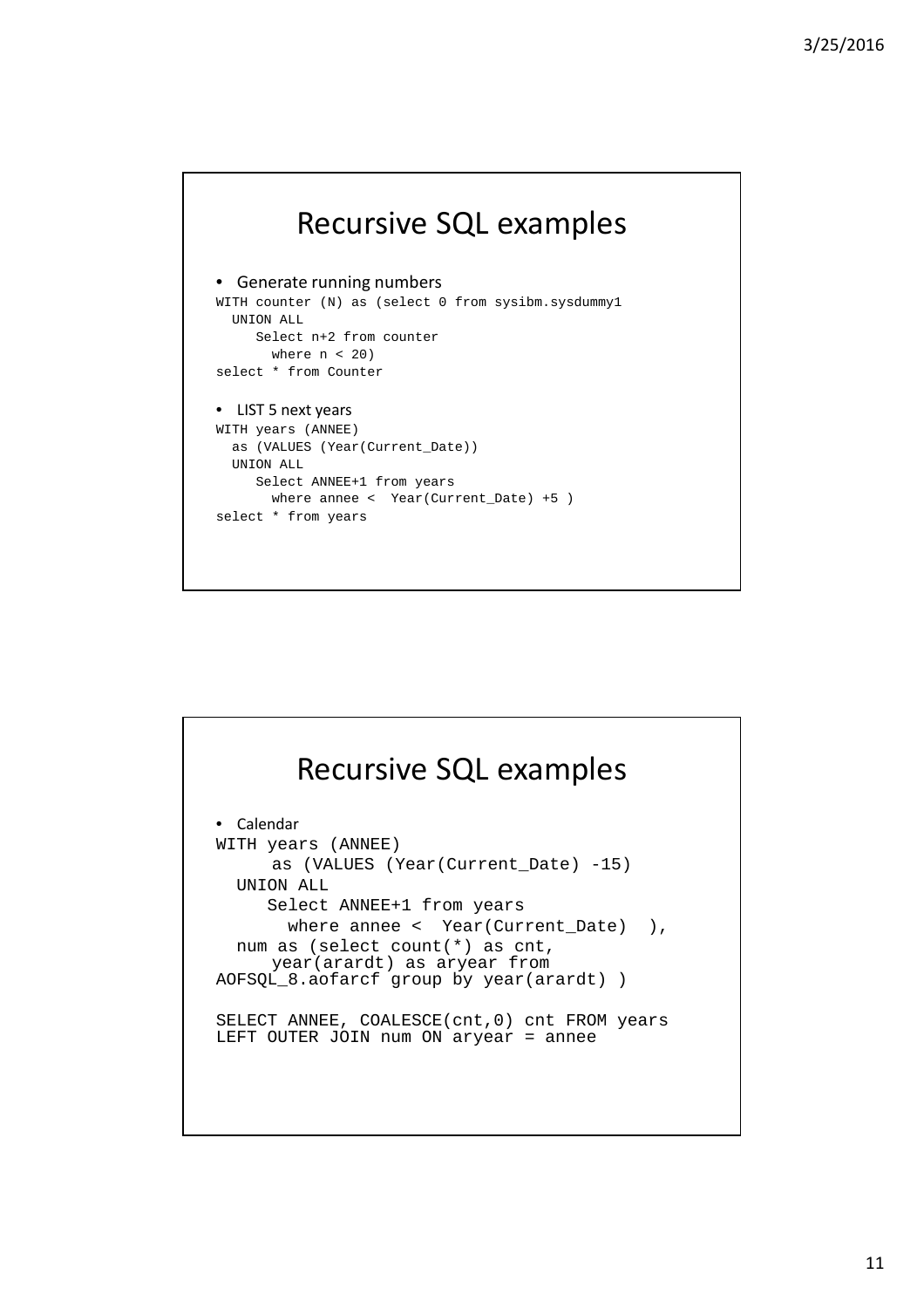## Recursive SQL examples

- Generate running numbers

```
WITH counter (N) as (select 0 from sysibm.sysdummy1
  UNION ALL
     Select n+2 from counter
       where n < 20)
select * from Counter
```

- LIST 5 next years

```
WITH years (ANNEE)
  as (VALUES (Year(Current_Date))
  UNION ALL
     Select ANNEE+1 from years
       where annee <  Year(Current_Date) +5 )
select * from years
```

## Recursive SQL examples

- Calendar

```
WITH years (ANNEE)
     as (VALUES (Year(Current_Date) -15)
  UNION ALL
     Select ANNEE+1 from years
       where annee <  Year(Current_Date)  ),
  num as (select count(*) as cnt,
     year(arardt) as aryear from
AOFSQL_8.aofarcf group by year(arardt) )

SELECT ANNEE, COALESCE(cnt,0) cnt FROM years
LEFT OUTER JOIN num ON aryear = annee
```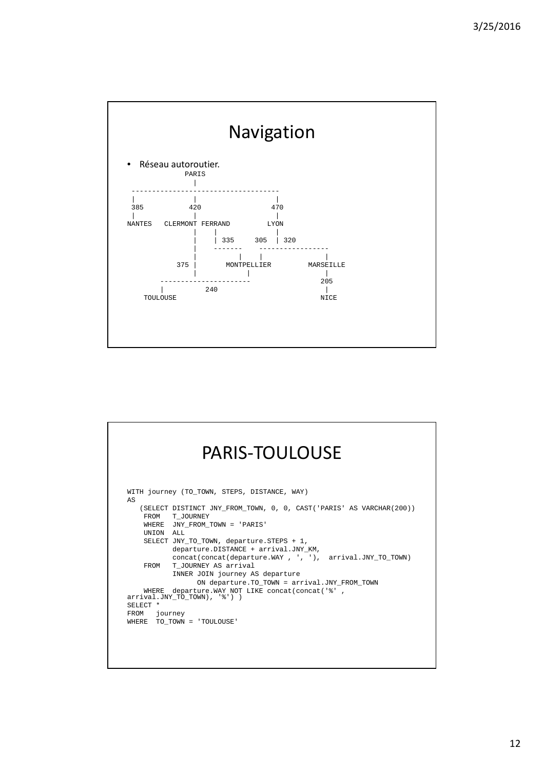# Navigation

- Réseau autoroutier.

```
              PARIS
                |
 ------------------------------------
 |              |                   |
 385           420                 470
 |              |                   |
NANTES   CLERMONT FERRAND         LYON
                |    |              |
                |    | 335     305  | 320
                |    -------    -----------------
                |          |    |                |
            375 |       MONTPELLIER         MARSEILLE
                |           |                    |
       ----------------------                   205
        |          240                           |
    TOULOUSE                                    NICE
```

# PARIS-TOULOUSE

```
WITH journey (TO_TOWN, STEPS, DISTANCE, WAY)
AS
   (SELECT DISTINCT JNY_FROM_TOWN, 0, 0, CAST('PARIS' AS VARCHAR(200))
    FROM   T_JOURNEY
    WHERE  JNY_FROM_TOWN = 'PARIS'
    UNION  ALL
    SELECT JNY_TO_TOWN, departure.STEPS + 1,
           departure.DISTANCE + arrival.JNY_KM,
           concat(concat(departure.WAY , ', '),  arrival.JNY_TO_TOWN)
    FROM   T_JOURNEY AS arrival
           INNER JOIN journey AS departure
                 ON departure.TO_TOWN = arrival.JNY_FROM_TOWN
    WHERE  departure.WAY NOT LIKE concat(concat('%' ,
arrival.JNY_TO_TOWN), '%') )
SELECT *
FROM   journey
WHERE  TO_TOWN = 'TOULOUSE'
```